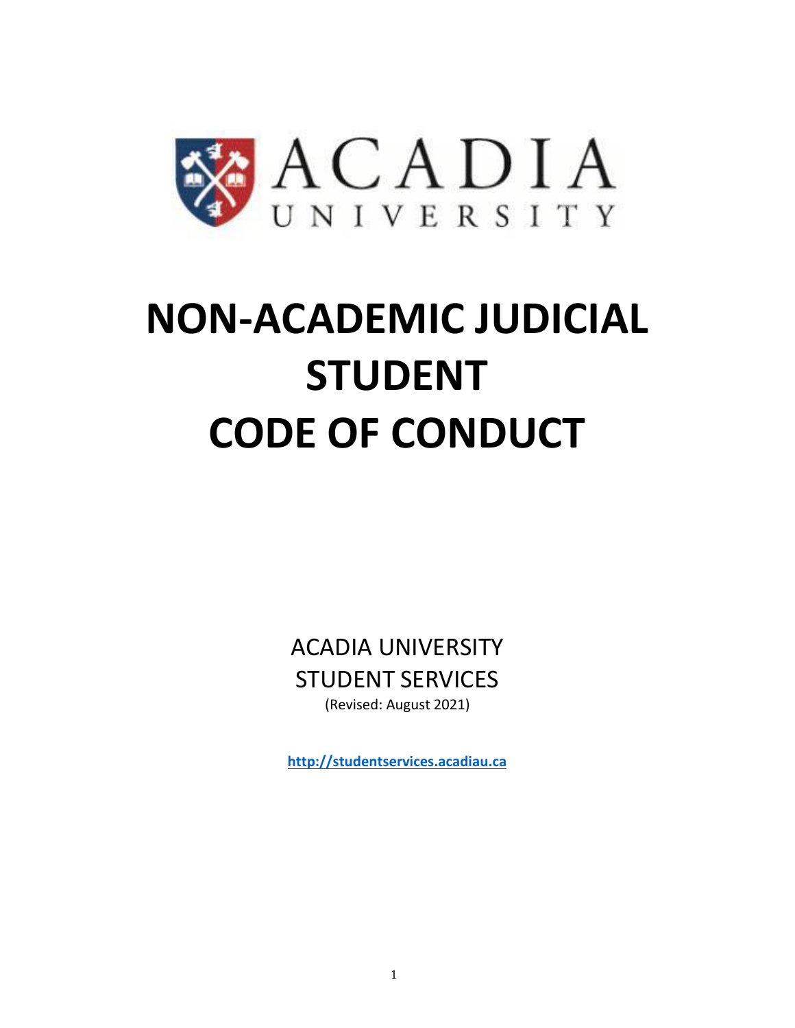ACADIA
UNIVERSITY

# NON-ACADEMIC JUDICIAL STUDENT CODE OF CONDUCT

ACADIA UNIVERSITY
STUDENT SERVICES
(Revised: August 2021)

**http://studentservices.acadiau.ca**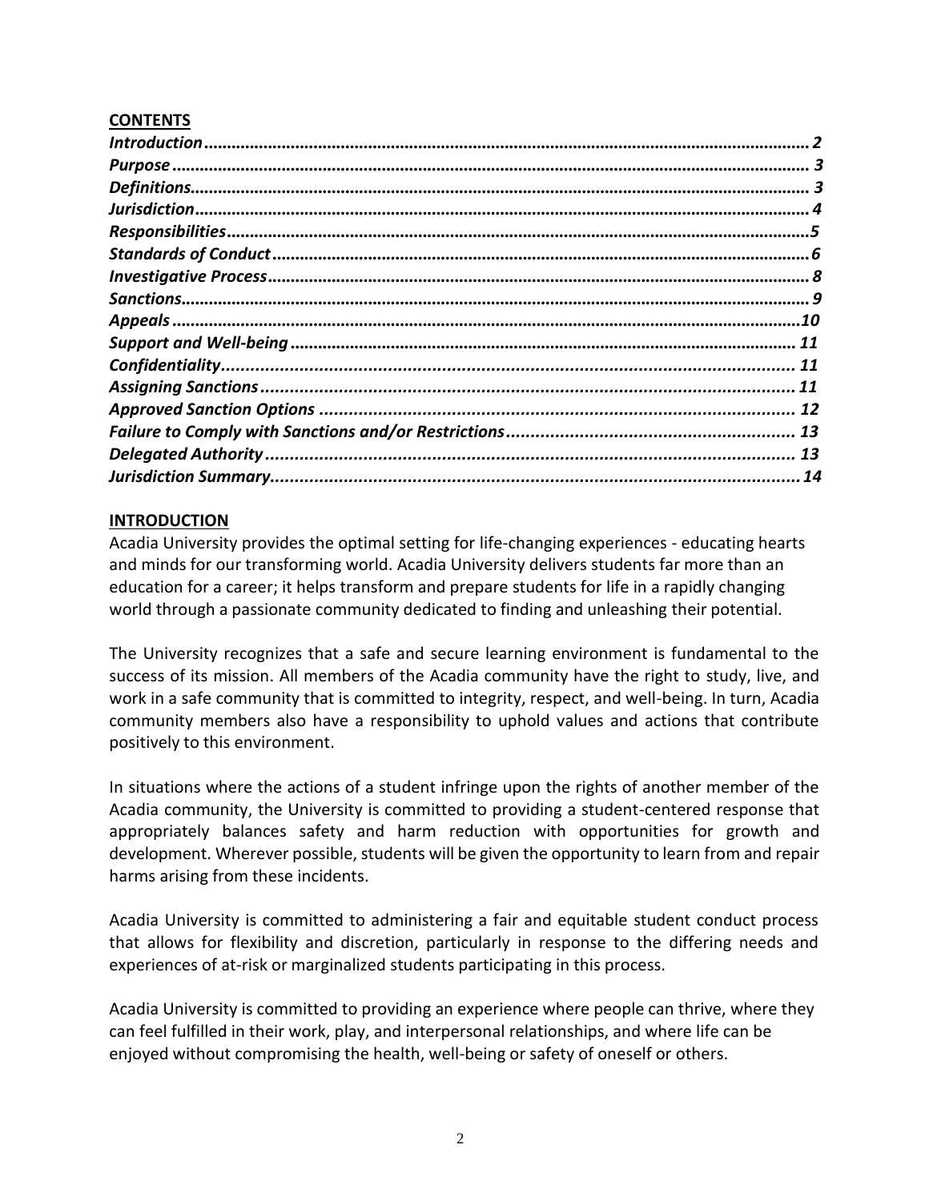## CONTENTS

*Introduction* ................................................................................................................................ 2
*Purpose* ...................................................................................................................................... 3
*Definitions* .................................................................................................................................. 3
*Jurisdiction* ................................................................................................................................. 4
*Responsibilities* .......................................................................................................................... 5
*Standards of Conduct* ................................................................................................................ 6
*Investigative Process* .................................................................................................................. 8
*Sanctions* .................................................................................................................................... 9
*Appeals* ..................................................................................................................................... 10
*Support and Well-being* ........................................................................................................... 11
*Confidentiality* .......................................................................................................................... 11
*Assigning Sanctions* .................................................................................................................. 11
*Approved Sanction Options* ..................................................................................................... 12
*Failure to Comply with Sanctions and/or Restrictions* ............................................................. 13
*Delegated Authority* .................................................................................................................. 13
*Jurisdiction Summary* ................................................................................................................ 14

## INTRODUCTION

Acadia University provides the optimal setting for life-changing experiences - educating hearts and minds for our transforming world. Acadia University delivers students far more than an education for a career; it helps transform and prepare students for life in a rapidly changing world through a passionate community dedicated to finding and unleashing their potential.

The University recognizes that a safe and secure learning environment is fundamental to the success of its mission. All members of the Acadia community have the right to study, live, and work in a safe community that is committed to integrity, respect, and well-being. In turn, Acadia community members also have a responsibility to uphold values and actions that contribute positively to this environment.

In situations where the actions of a student infringe upon the rights of another member of the Acadia community, the University is committed to providing a student-centered response that appropriately balances safety and harm reduction with opportunities for growth and development. Wherever possible, students will be given the opportunity to learn from and repair harms arising from these incidents.

Acadia University is committed to administering a fair and equitable student conduct process that allows for flexibility and discretion, particularly in response to the differing needs and experiences of at-risk or marginalized students participating in this process.

Acadia University is committed to providing an experience where people can thrive, where they can feel fulfilled in their work, play, and interpersonal relationships, and where life can be enjoyed without compromising the health, well-being or safety of oneself or others.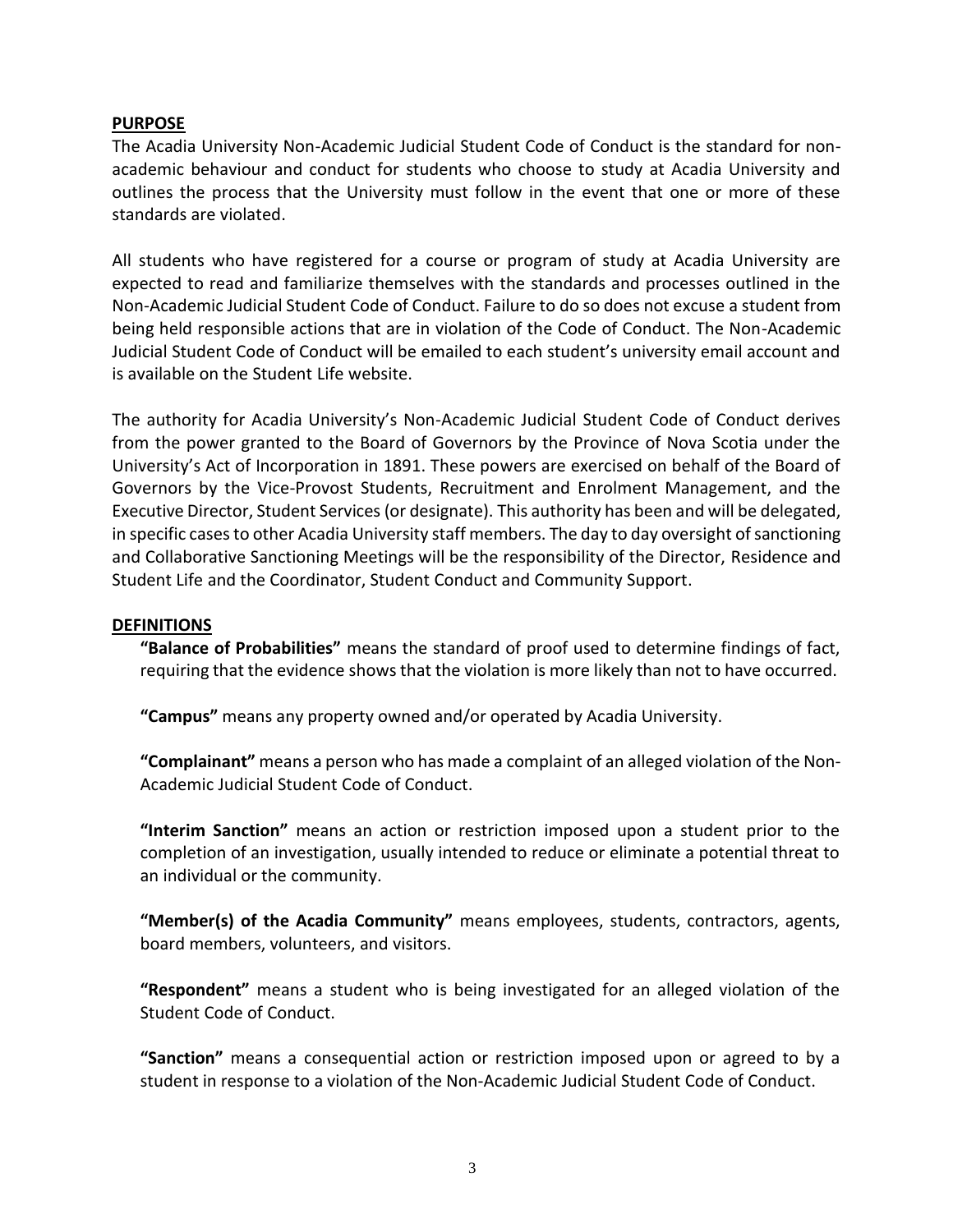## PURPOSE

The Acadia University Non-Academic Judicial Student Code of Conduct is the standard for non-academic behaviour and conduct for students who choose to study at Acadia University and outlines the process that the University must follow in the event that one or more of these standards are violated.

All students who have registered for a course or program of study at Acadia University are expected to read and familiarize themselves with the standards and processes outlined in the Non-Academic Judicial Student Code of Conduct. Failure to do so does not excuse a student from being held responsible actions that are in violation of the Code of Conduct. The Non-Academic Judicial Student Code of Conduct will be emailed to each student's university email account and is available on the Student Life website.

The authority for Acadia University's Non-Academic Judicial Student Code of Conduct derives from the power granted to the Board of Governors by the Province of Nova Scotia under the University's Act of Incorporation in 1891. These powers are exercised on behalf of the Board of Governors by the Vice-Provost Students, Recruitment and Enrolment Management, and the Executive Director, Student Services (or designate). This authority has been and will be delegated, in specific cases to other Acadia University staff members. The day to day oversight of sanctioning and Collaborative Sanctioning Meetings will be the responsibility of the Director, Residence and Student Life and the Coordinator, Student Conduct and Community Support.

## DEFINITIONS

**"Balance of Probabilities"** means the standard of proof used to determine findings of fact, requiring that the evidence shows that the violation is more likely than not to have occurred.

**"Campus"** means any property owned and/or operated by Acadia University.

**"Complainant"** means a person who has made a complaint of an alleged violation of the Non-Academic Judicial Student Code of Conduct.

**"Interim Sanction"** means an action or restriction imposed upon a student prior to the completion of an investigation, usually intended to reduce or eliminate a potential threat to an individual or the community.

**"Member(s) of the Acadia Community"** means employees, students, contractors, agents, board members, volunteers, and visitors.

**"Respondent"** means a student who is being investigated for an alleged violation of the Student Code of Conduct.

**"Sanction"** means a consequential action or restriction imposed upon or agreed to by a student in response to a violation of the Non-Academic Judicial Student Code of Conduct.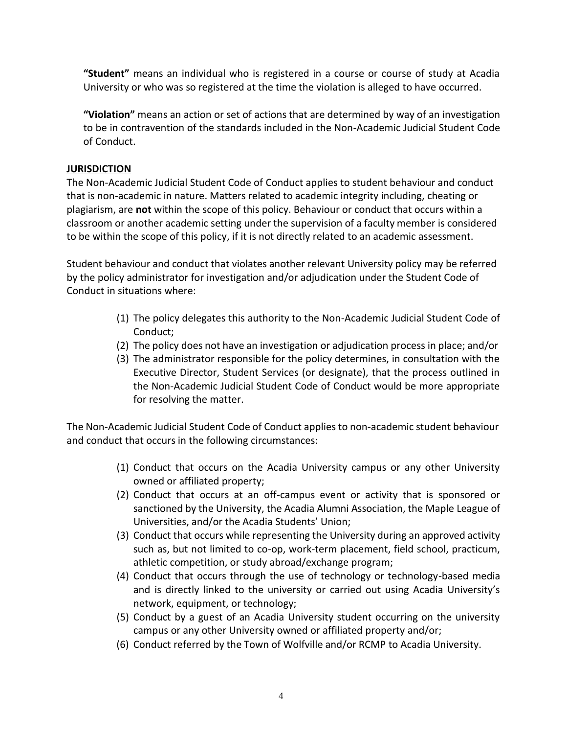**"Student"** means an individual who is registered in a course or course of study at Acadia University or who was so registered at the time the violation is alleged to have occurred.

**"Violation"** means an action or set of actions that are determined by way of an investigation to be in contravention of the standards included in the Non-Academic Judicial Student Code of Conduct.

## JURISDICTION

The Non-Academic Judicial Student Code of Conduct applies to student behaviour and conduct that is non-academic in nature. Matters related to academic integrity including, cheating or plagiarism, are **not** within the scope of this policy. Behaviour or conduct that occurs within a classroom or another academic setting under the supervision of a faculty member is considered to be within the scope of this policy, if it is not directly related to an academic assessment.

Student behaviour and conduct that violates another relevant University policy may be referred by the policy administrator for investigation and/or adjudication under the Student Code of Conduct in situations where:

(1) The policy delegates this authority to the Non-Academic Judicial Student Code of Conduct;
(2) The policy does not have an investigation or adjudication process in place; and/or
(3) The administrator responsible for the policy determines, in consultation with the Executive Director, Student Services (or designate), that the process outlined in the Non-Academic Judicial Student Code of Conduct would be more appropriate for resolving the matter.

The Non-Academic Judicial Student Code of Conduct applies to non-academic student behaviour and conduct that occurs in the following circumstances:

(1) Conduct that occurs on the Acadia University campus or any other University owned or affiliated property;
(2) Conduct that occurs at an off-campus event or activity that is sponsored or sanctioned by the University, the Acadia Alumni Association, the Maple League of Universities, and/or the Acadia Students' Union;
(3) Conduct that occurs while representing the University during an approved activity such as, but not limited to co-op, work-term placement, field school, practicum, athletic competition, or study abroad/exchange program;
(4) Conduct that occurs through the use of technology or technology-based media and is directly linked to the university or carried out using Acadia University's network, equipment, or technology;
(5) Conduct by a guest of an Acadia University student occurring on the university campus or any other University owned or affiliated property and/or;
(6) Conduct referred by the Town of Wolfville and/or RCMP to Acadia University.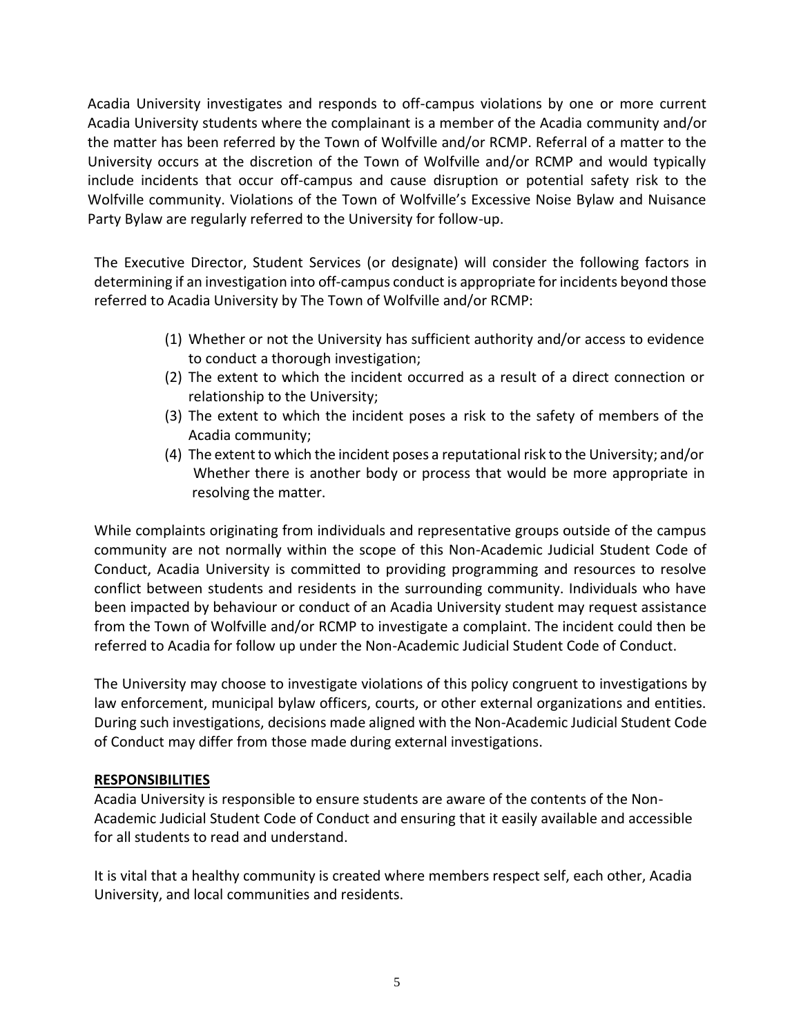Acadia University investigates and responds to off-campus violations by one or more current Acadia University students where the complainant is a member of the Acadia community and/or the matter has been referred by the Town of Wolfville and/or RCMP. Referral of a matter to the University occurs at the discretion of the Town of Wolfville and/or RCMP and would typically include incidents that occur off-campus and cause disruption or potential safety risk to the Wolfville community. Violations of the Town of Wolfville's Excessive Noise Bylaw and Nuisance Party Bylaw are regularly referred to the University for follow-up.

The Executive Director, Student Services (or designate) will consider the following factors in determining if an investigation into off-campus conduct is appropriate for incidents beyond those referred to Acadia University by The Town of Wolfville and/or RCMP:

(1) Whether or not the University has sufficient authority and/or access to evidence to conduct a thorough investigation;
(2) The extent to which the incident occurred as a result of a direct connection or relationship to the University;
(3) The extent to which the incident poses a risk to the safety of members of the Acadia community;
(4) The extent to which the incident poses a reputational risk to the University; and/or Whether there is another body or process that would be more appropriate in resolving the matter.

While complaints originating from individuals and representative groups outside of the campus community are not normally within the scope of this Non-Academic Judicial Student Code of Conduct, Acadia University is committed to providing programming and resources to resolve conflict between students and residents in the surrounding community. Individuals who have been impacted by behaviour or conduct of an Acadia University student may request assistance from the Town of Wolfville and/or RCMP to investigate a complaint. The incident could then be referred to Acadia for follow up under the Non-Academic Judicial Student Code of Conduct.

The University may choose to investigate violations of this policy congruent to investigations by law enforcement, municipal bylaw officers, courts, or other external organizations and entities. During such investigations, decisions made aligned with the Non-Academic Judicial Student Code of Conduct may differ from those made during external investigations.

**RESPONSIBILITIES**

Acadia University is responsible to ensure students are aware of the contents of the Non-Academic Judicial Student Code of Conduct and ensuring that it easily available and accessible for all students to read and understand.

It is vital that a healthy community is created where members respect self, each other, Acadia University, and local communities and residents.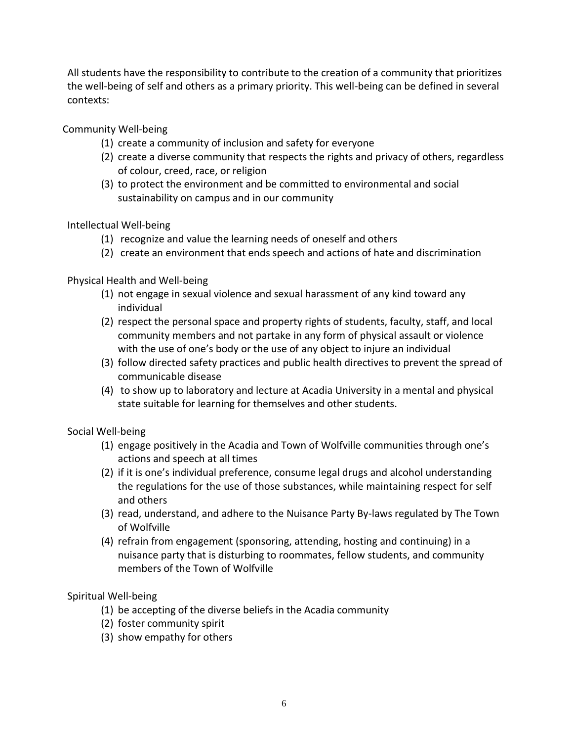All students have the responsibility to contribute to the creation of a community that prioritizes the well-being of self and others as a primary priority. This well-being can be defined in several contexts:

Community Well-being

(1) create a community of inclusion and safety for everyone
(2) create a diverse community that respects the rights and privacy of others, regardless of colour, creed, race, or religion
(3) to protect the environment and be committed to environmental and social sustainability on campus and in our community

Intellectual Well-being

(1) recognize and value the learning needs of oneself and others
(2) create an environment that ends speech and actions of hate and discrimination

Physical Health and Well-being

(1) not engage in sexual violence and sexual harassment of any kind toward any individual
(2) respect the personal space and property rights of students, faculty, staff, and local community members and not partake in any form of physical assault or violence with the use of one's body or the use of any object to injure an individual
(3) follow directed safety practices and public health directives to prevent the spread of communicable disease
(4) to show up to laboratory and lecture at Acadia University in a mental and physical state suitable for learning for themselves and other students.

Social Well-being

(1) engage positively in the Acadia and Town of Wolfville communities through one's actions and speech at all times
(2) if it is one's individual preference, consume legal drugs and alcohol understanding the regulations for the use of those substances, while maintaining respect for self and others
(3) read, understand, and adhere to the Nuisance Party By-laws regulated by The Town of Wolfville
(4) refrain from engagement (sponsoring, attending, hosting and continuing) in a nuisance party that is disturbing to roommates, fellow students, and community members of the Town of Wolfville

Spiritual Well-being

(1) be accepting of the diverse beliefs in the Acadia community
(2) foster community spirit
(3) show empathy for others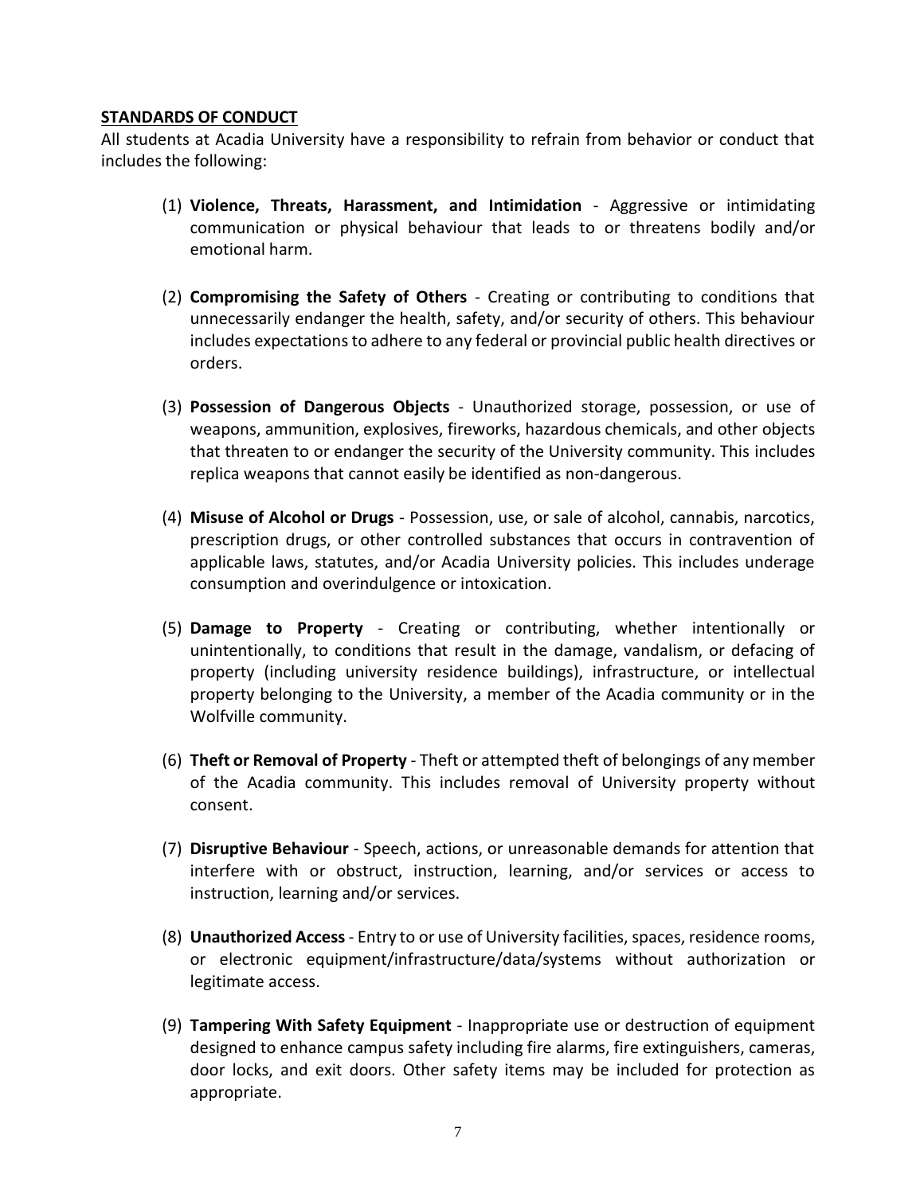**STANDARDS OF CONDUCT**

All students at Acadia University have a responsibility to refrain from behavior or conduct that includes the following:

(1) **Violence, Threats, Harassment, and Intimidation** - Aggressive or intimidating communication or physical behaviour that leads to or threatens bodily and/or emotional harm.

(2) **Compromising the Safety of Others** - Creating or contributing to conditions that unnecessarily endanger the health, safety, and/or security of others. This behaviour includes expectations to adhere to any federal or provincial public health directives or orders.

(3) **Possession of Dangerous Objects** - Unauthorized storage, possession, or use of weapons, ammunition, explosives, fireworks, hazardous chemicals, and other objects that threaten to or endanger the security of the University community. This includes replica weapons that cannot easily be identified as non-dangerous.

(4) **Misuse of Alcohol or Drugs** - Possession, use, or sale of alcohol, cannabis, narcotics, prescription drugs, or other controlled substances that occurs in contravention of applicable laws, statutes, and/or Acadia University policies. This includes underage consumption and overindulgence or intoxication.

(5) **Damage to Property** - Creating or contributing, whether intentionally or unintentionally, to conditions that result in the damage, vandalism, or defacing of property (including university residence buildings), infrastructure, or intellectual property belonging to the University, a member of the Acadia community or in the Wolfville community.

(6) **Theft or Removal of Property** - Theft or attempted theft of belongings of any member of the Acadia community. This includes removal of University property without consent.

(7) **Disruptive Behaviour** - Speech, actions, or unreasonable demands for attention that interfere with or obstruct, instruction, learning, and/or services or access to instruction, learning and/or services.

(8) **Unauthorized Access** - Entry to or use of University facilities, spaces, residence rooms, or electronic equipment/infrastructure/data/systems without authorization or legitimate access.

(9) **Tampering With Safety Equipment** - Inappropriate use or destruction of equipment designed to enhance campus safety including fire alarms, fire extinguishers, cameras, door locks, and exit doors. Other safety items may be included for protection as appropriate.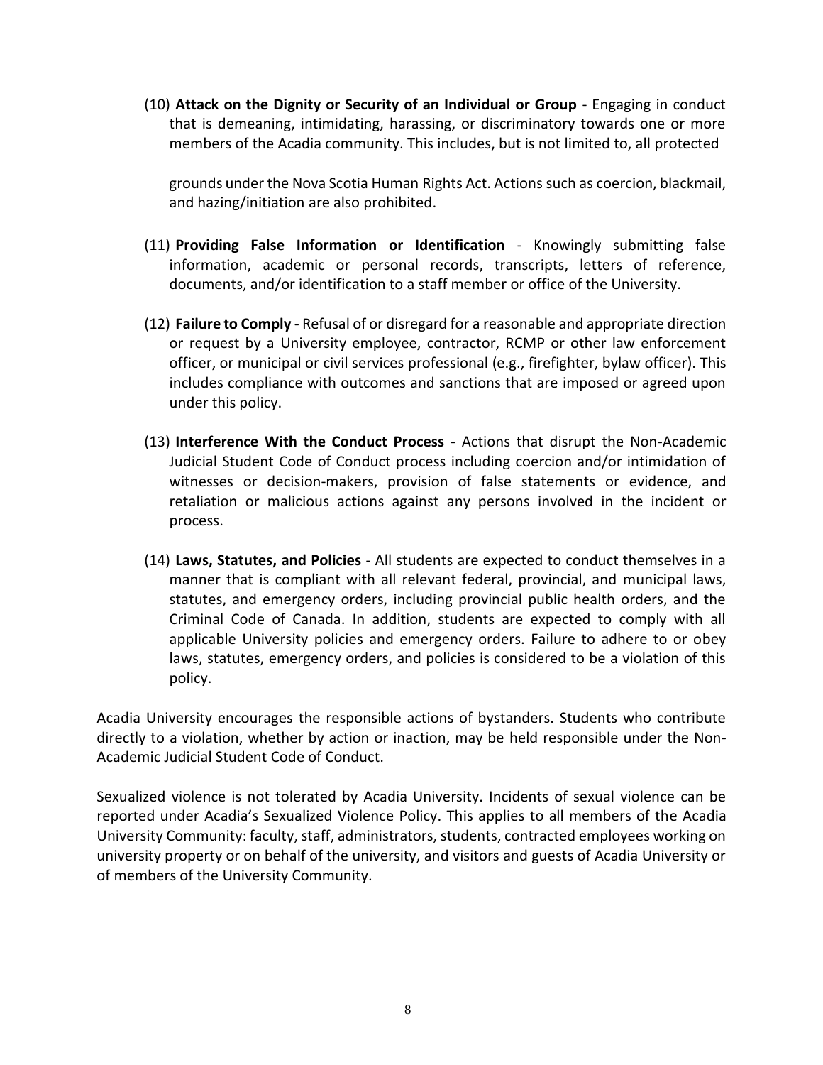(10) **Attack on the Dignity or Security of an Individual or Group** - Engaging in conduct that is demeaning, intimidating, harassing, or discriminatory towards one or more members of the Acadia community. This includes, but is not limited to, all protected grounds under the Nova Scotia Human Rights Act. Actions such as coercion, blackmail, and hazing/initiation are also prohibited.

(11) **Providing False Information or Identification** - Knowingly submitting false information, academic or personal records, transcripts, letters of reference, documents, and/or identification to a staff member or office of the University.

(12) **Failure to Comply** - Refusal of or disregard for a reasonable and appropriate direction or request by a University employee, contractor, RCMP or other law enforcement officer, or municipal or civil services professional (e.g., firefighter, bylaw officer). This includes compliance with outcomes and sanctions that are imposed or agreed upon under this policy.

(13) **Interference With the Conduct Process** - Actions that disrupt the Non-Academic Judicial Student Code of Conduct process including coercion and/or intimidation of witnesses or decision-makers, provision of false statements or evidence, and retaliation or malicious actions against any persons involved in the incident or process.

(14) **Laws, Statutes, and Policies** - All students are expected to conduct themselves in a manner that is compliant with all relevant federal, provincial, and municipal laws, statutes, and emergency orders, including provincial public health orders, and the Criminal Code of Canada. In addition, students are expected to comply with all applicable University policies and emergency orders. Failure to adhere to or obey laws, statutes, emergency orders, and policies is considered to be a violation of this policy.

Acadia University encourages the responsible actions of bystanders. Students who contribute directly to a violation, whether by action or inaction, may be held responsible under the Non-Academic Judicial Student Code of Conduct.

Sexualized violence is not tolerated by Acadia University. Incidents of sexual violence can be reported under Acadia's Sexualized Violence Policy. This applies to all members of the Acadia University Community: faculty, staff, administrators, students, contracted employees working on university property or on behalf of the university, and visitors and guests of Acadia University or of members of the University Community.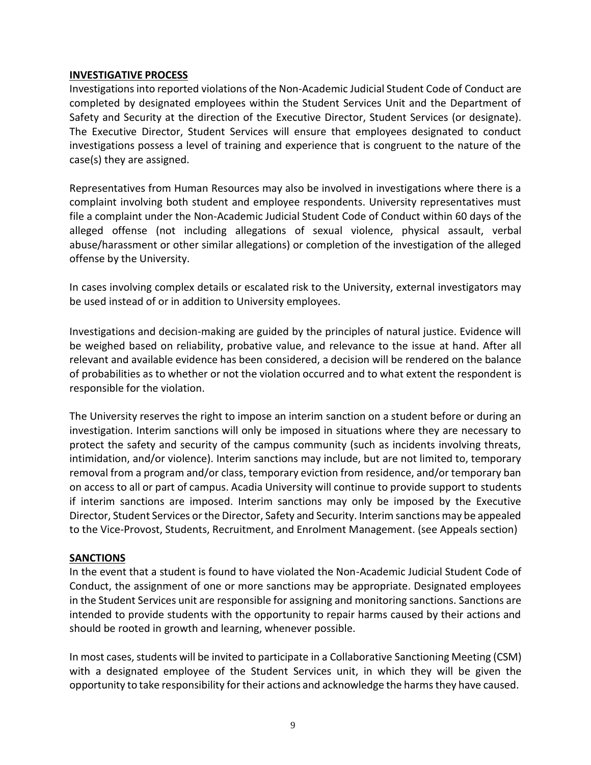## INVESTIGATIVE PROCESS

Investigations into reported violations of the Non-Academic Judicial Student Code of Conduct are completed by designated employees within the Student Services Unit and the Department of Safety and Security at the direction of the Executive Director, Student Services (or designate). The Executive Director, Student Services will ensure that employees designated to conduct investigations possess a level of training and experience that is congruent to the nature of the case(s) they are assigned.

Representatives from Human Resources may also be involved in investigations where there is a complaint involving both student and employee respondents. University representatives must file a complaint under the Non-Academic Judicial Student Code of Conduct within 60 days of the alleged offense (not including allegations of sexual violence, physical assault, verbal abuse/harassment or other similar allegations) or completion of the investigation of the alleged offense by the University.

In cases involving complex details or escalated risk to the University, external investigators may be used instead of or in addition to University employees.

Investigations and decision-making are guided by the principles of natural justice. Evidence will be weighed based on reliability, probative value, and relevance to the issue at hand. After all relevant and available evidence has been considered, a decision will be rendered on the balance of probabilities as to whether or not the violation occurred and to what extent the respondent is responsible for the violation.

The University reserves the right to impose an interim sanction on a student before or during an investigation. Interim sanctions will only be imposed in situations where they are necessary to protect the safety and security of the campus community (such as incidents involving threats, intimidation, and/or violence). Interim sanctions may include, but are not limited to, temporary removal from a program and/or class, temporary eviction from residence, and/or temporary ban on access to all or part of campus. Acadia University will continue to provide support to students if interim sanctions are imposed. Interim sanctions may only be imposed by the Executive Director, Student Services or the Director, Safety and Security. Interim sanctions may be appealed to the Vice-Provost, Students, Recruitment, and Enrolment Management. (see Appeals section)

## SANCTIONS

In the event that a student is found to have violated the Non-Academic Judicial Student Code of Conduct, the assignment of one or more sanctions may be appropriate. Designated employees in the Student Services unit are responsible for assigning and monitoring sanctions. Sanctions are intended to provide students with the opportunity to repair harms caused by their actions and should be rooted in growth and learning, whenever possible.

In most cases, students will be invited to participate in a Collaborative Sanctioning Meeting (CSM) with a designated employee of the Student Services unit, in which they will be given the opportunity to take responsibility for their actions and acknowledge the harms they have caused.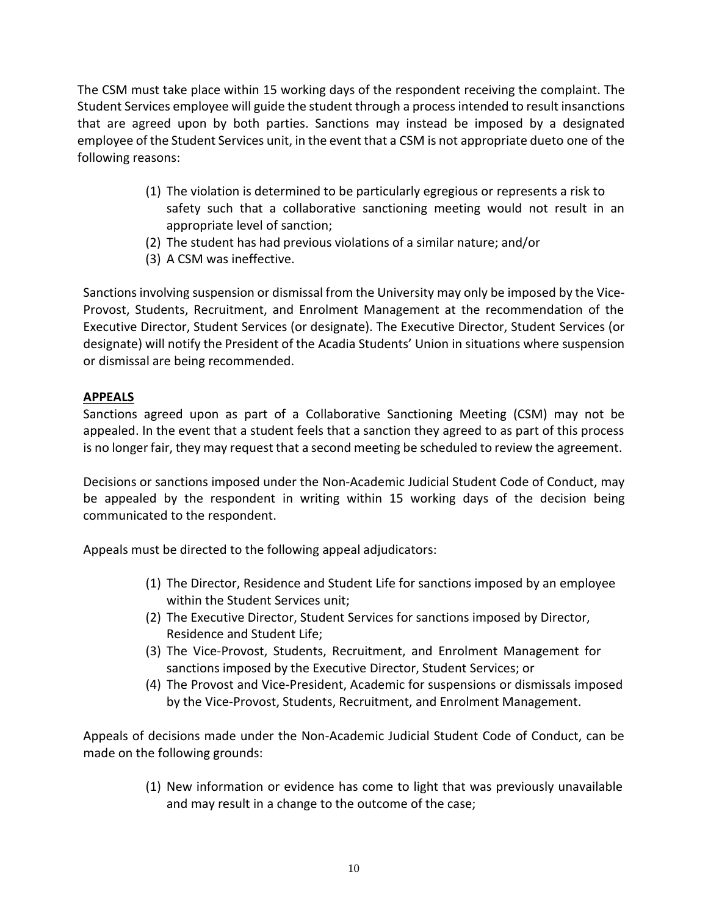The CSM must take place within 15 working days of the respondent receiving the complaint. The Student Services employee will guide the student through a process intended to result insanctions that are agreed upon by both parties. Sanctions may instead be imposed by a designated employee of the Student Services unit, in the event that a CSM is not appropriate dueto one of the following reasons:

(1) The violation is determined to be particularly egregious or represents a risk to safety such that a collaborative sanctioning meeting would not result in an appropriate level of sanction;
(2) The student has had previous violations of a similar nature; and/or
(3) A CSM was ineffective.

Sanctions involving suspension or dismissal from the University may only be imposed by the Vice-Provost, Students, Recruitment, and Enrolment Management at the recommendation of the Executive Director, Student Services (or designate). The Executive Director, Student Services (or designate) will notify the President of the Acadia Students' Union in situations where suspension or dismissal are being recommended.

## APPEALS

Sanctions agreed upon as part of a Collaborative Sanctioning Meeting (CSM) may not be appealed. In the event that a student feels that a sanction they agreed to as part of this process is no longer fair, they may request that a second meeting be scheduled to review the agreement.

Decisions or sanctions imposed under the Non-Academic Judicial Student Code of Conduct, may be appealed by the respondent in writing within 15 working days of the decision being communicated to the respondent.

Appeals must be directed to the following appeal adjudicators:

(1) The Director, Residence and Student Life for sanctions imposed by an employee within the Student Services unit;
(2) The Executive Director, Student Services for sanctions imposed by Director, Residence and Student Life;
(3) The Vice-Provost, Students, Recruitment, and Enrolment Management for sanctions imposed by the Executive Director, Student Services; or
(4) The Provost and Vice-President, Academic for suspensions or dismissals imposed by the Vice-Provost, Students, Recruitment, and Enrolment Management.

Appeals of decisions made under the Non-Academic Judicial Student Code of Conduct, can be made on the following grounds:

(1) New information or evidence has come to light that was previously unavailable and may result in a change to the outcome of the case;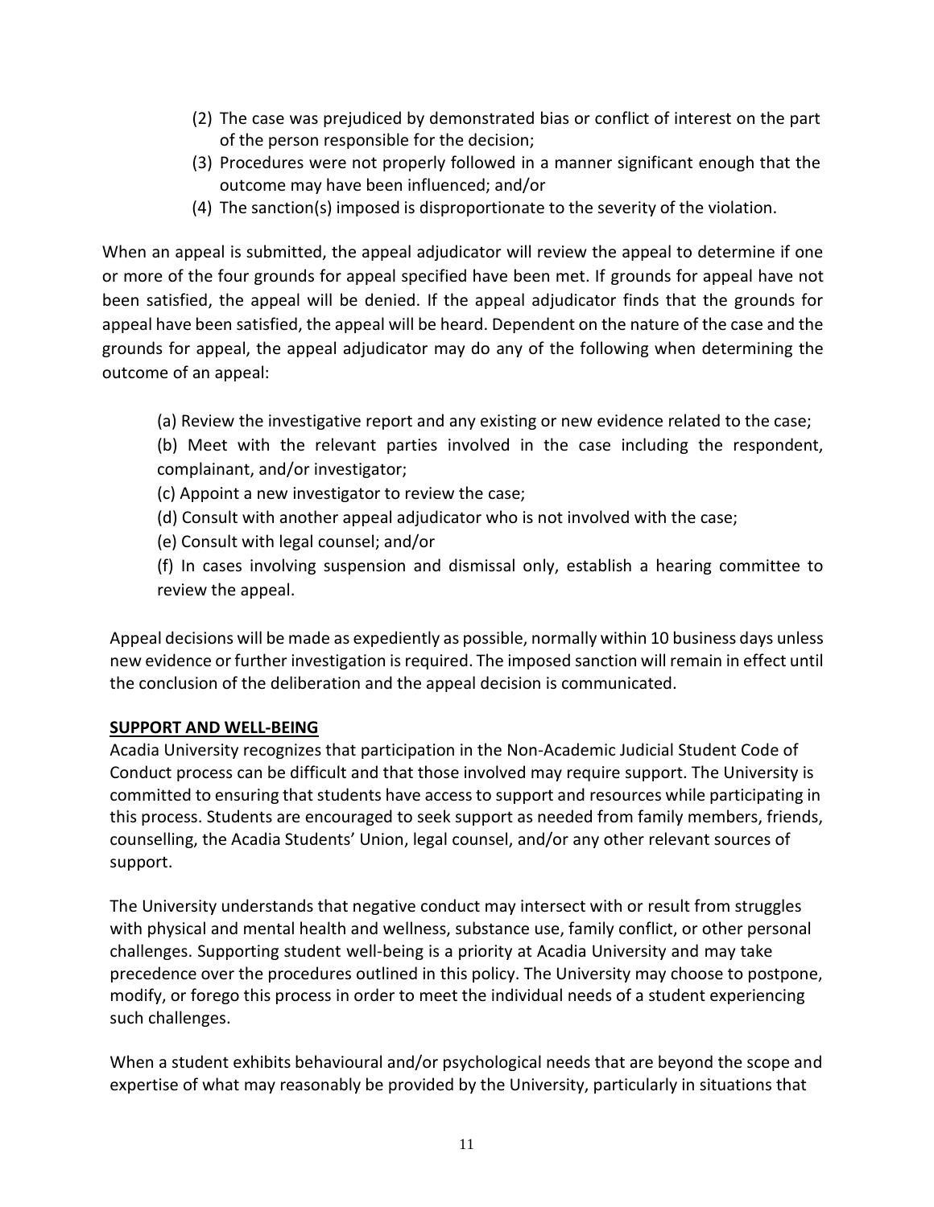(2) The case was prejudiced by demonstrated bias or conflict of interest on the part of the person responsible for the decision;
(3) Procedures were not properly followed in a manner significant enough that the outcome may have been influenced; and/or
(4) The sanction(s) imposed is disproportionate to the severity of the violation.

When an appeal is submitted, the appeal adjudicator will review the appeal to determine if one or more of the four grounds for appeal specified have been met. If grounds for appeal have not been satisfied, the appeal will be denied. If the appeal adjudicator finds that the grounds for appeal have been satisfied, the appeal will be heard. Dependent on the nature of the case and the grounds for appeal, the appeal adjudicator may do any of the following when determining the outcome of an appeal:

(a) Review the investigative report and any existing or new evidence related to the case;
(b) Meet with the relevant parties involved in the case including the respondent, complainant, and/or investigator;
(c) Appoint a new investigator to review the case;
(d) Consult with another appeal adjudicator who is not involved with the case;
(e) Consult with legal counsel; and/or
(f) In cases involving suspension and dismissal only, establish a hearing committee to review the appeal.

Appeal decisions will be made as expediently as possible, normally within 10 business days unless new evidence or further investigation is required. The imposed sanction will remain in effect until the conclusion of the deliberation and the appeal decision is communicated.

## SUPPORT AND WELL-BEING

Acadia University recognizes that participation in the Non-Academic Judicial Student Code of Conduct process can be difficult and that those involved may require support. The University is committed to ensuring that students have access to support and resources while participating in this process. Students are encouraged to seek support as needed from family members, friends, counselling, the Acadia Students' Union, legal counsel, and/or any other relevant sources of support.

The University understands that negative conduct may intersect with or result from struggles with physical and mental health and wellness, substance use, family conflict, or other personal challenges. Supporting student well-being is a priority at Acadia University and may take precedence over the procedures outlined in this policy. The University may choose to postpone, modify, or forego this process in order to meet the individual needs of a student experiencing such challenges.

When a student exhibits behavioural and/or psychological needs that are beyond the scope and expertise of what may reasonably be provided by the University, particularly in situations that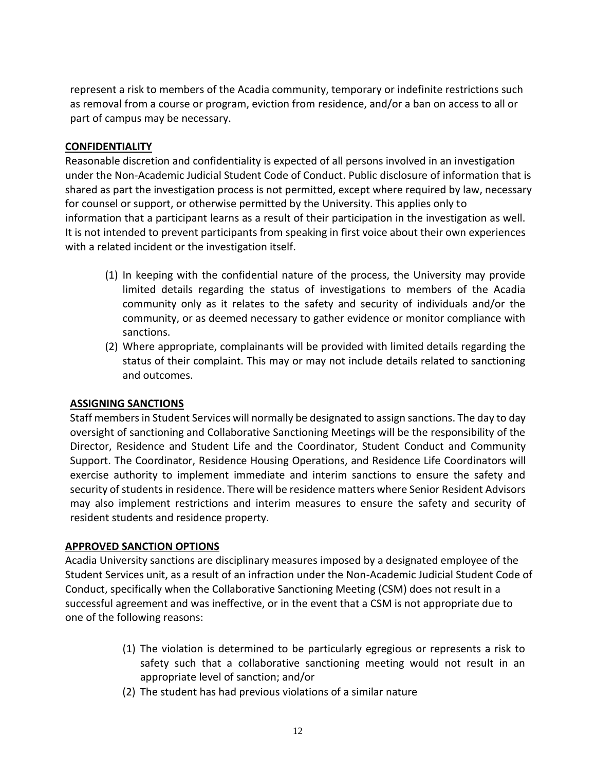represent a risk to members of the Acadia community, temporary or indefinite restrictions such as removal from a course or program, eviction from residence, and/or a ban on access to all or part of campus may be necessary.

## CONFIDENTIALITY

Reasonable discretion and confidentiality is expected of all persons involved in an investigation under the Non-Academic Judicial Student Code of Conduct. Public disclosure of information that is shared as part the investigation process is not permitted, except where required by law, necessary for counsel or support, or otherwise permitted by the University. This applies only to information that a participant learns as a result of their participation in the investigation as well. It is not intended to prevent participants from speaking in first voice about their own experiences with a related incident or the investigation itself.

(1) In keeping with the confidential nature of the process, the University may provide limited details regarding the status of investigations to members of the Acadia community only as it relates to the safety and security of individuals and/or the community, or as deemed necessary to gather evidence or monitor compliance with sanctions.

(2) Where appropriate, complainants will be provided with limited details regarding the status of their complaint. This may or may not include details related to sanctioning and outcomes.

## ASSIGNING SANCTIONS

Staff members in Student Services will normally be designated to assign sanctions. The day to day oversight of sanctioning and Collaborative Sanctioning Meetings will be the responsibility of the Director, Residence and Student Life and the Coordinator, Student Conduct and Community Support. The Coordinator, Residence Housing Operations, and Residence Life Coordinators will exercise authority to implement immediate and interim sanctions to ensure the safety and security of students in residence. There will be residence matters where Senior Resident Advisors may also implement restrictions and interim measures to ensure the safety and security of resident students and residence property.

## APPROVED SANCTION OPTIONS

Acadia University sanctions are disciplinary measures imposed by a designated employee of the Student Services unit, as a result of an infraction under the Non-Academic Judicial Student Code of Conduct, specifically when the Collaborative Sanctioning Meeting (CSM) does not result in a successful agreement and was ineffective, or in the event that a CSM is not appropriate due to one of the following reasons:

(1) The violation is determined to be particularly egregious or represents a risk to safety such that a collaborative sanctioning meeting would not result in an appropriate level of sanction; and/or

(2) The student has had previous violations of a similar nature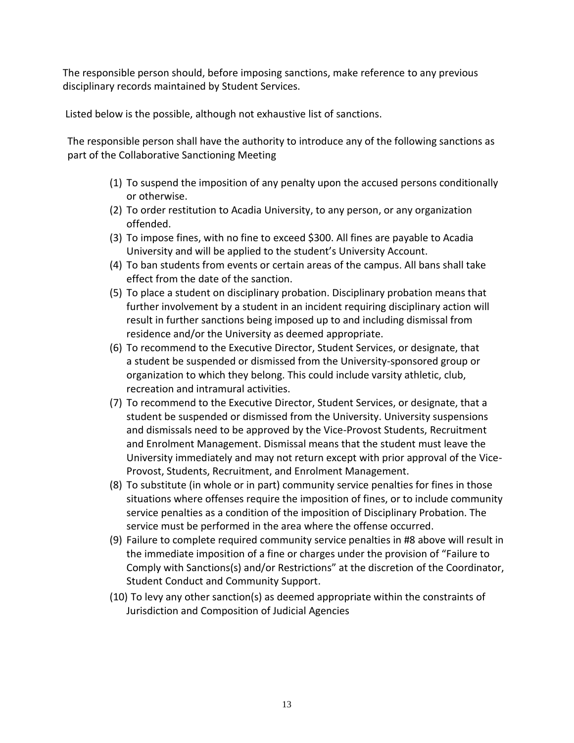The responsible person should, before imposing sanctions, make reference to any previous disciplinary records maintained by Student Services.

Listed below is the possible, although not exhaustive list of sanctions.

The responsible person shall have the authority to introduce any of the following sanctions as part of the Collaborative Sanctioning Meeting

(1) To suspend the imposition of any penalty upon the accused persons conditionally or otherwise.
(2) To order restitution to Acadia University, to any person, or any organization offended.
(3) To impose fines, with no fine to exceed $300. All fines are payable to Acadia University and will be applied to the student's University Account.
(4) To ban students from events or certain areas of the campus. All bans shall take effect from the date of the sanction.
(5) To place a student on disciplinary probation. Disciplinary probation means that further involvement by a student in an incident requiring disciplinary action will result in further sanctions being imposed up to and including dismissal from residence and/or the University as deemed appropriate.
(6) To recommend to the Executive Director, Student Services, or designate, that a student be suspended or dismissed from the University-sponsored group or organization to which they belong. This could include varsity athletic, club, recreation and intramural activities.
(7) To recommend to the Executive Director, Student Services, or designate, that a student be suspended or dismissed from the University. University suspensions and dismissals need to be approved by the Vice-Provost Students, Recruitment and Enrolment Management. Dismissal means that the student must leave the University immediately and may not return except with prior approval of the Vice-Provost, Students, Recruitment, and Enrolment Management.
(8) To substitute (in whole or in part) community service penalties for fines in those situations where offenses require the imposition of fines, or to include community service penalties as a condition of the imposition of Disciplinary Probation. The service must be performed in the area where the offense occurred.
(9) Failure to complete required community service penalties in #8 above will result in the immediate imposition of a fine or charges under the provision of "Failure to Comply with Sanctions(s) and/or Restrictions" at the discretion of the Coordinator, Student Conduct and Community Support.
(10) To levy any other sanction(s) as deemed appropriate within the constraints of Jurisdiction and Composition of Judicial Agencies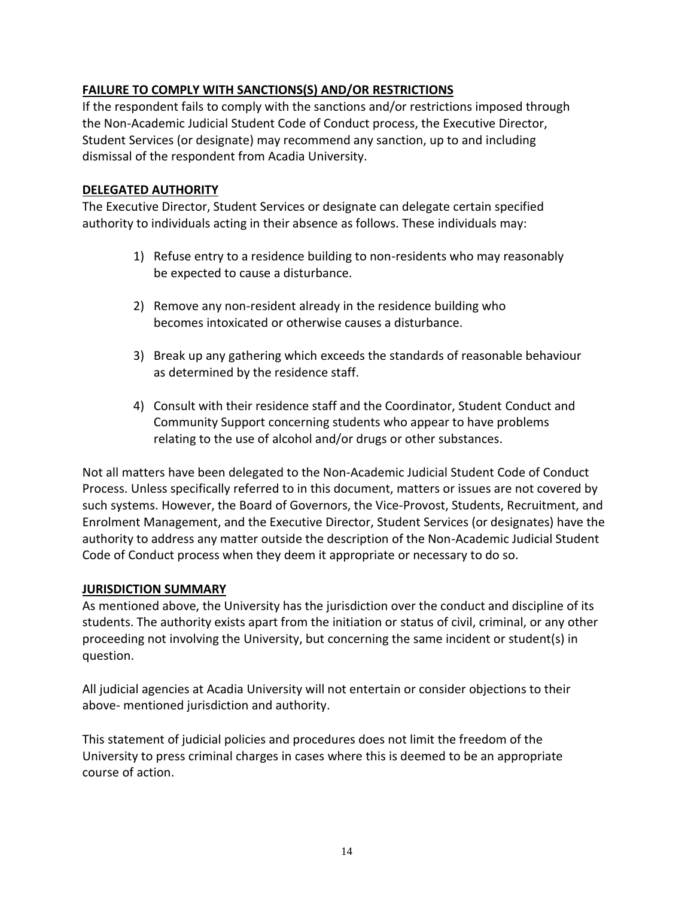**FAILURE TO COMPLY WITH SANCTIONS(S) AND/OR RESTRICTIONS**

If the respondent fails to comply with the sanctions and/or restrictions imposed through the Non-Academic Judicial Student Code of Conduct process, the Executive Director, Student Services (or designate) may recommend any sanction, up to and including dismissal of the respondent from Acadia University.

**DELEGATED AUTHORITY**

The Executive Director, Student Services or designate can delegate certain specified authority to individuals acting in their absence as follows. These individuals may:

1) Refuse entry to a residence building to non-residents who may reasonably be expected to cause a disturbance.

2) Remove any non-resident already in the residence building who becomes intoxicated or otherwise causes a disturbance.

3) Break up any gathering which exceeds the standards of reasonable behaviour as determined by the residence staff.

4) Consult with their residence staff and the Coordinator, Student Conduct and Community Support concerning students who appear to have problems relating to the use of alcohol and/or drugs or other substances.

Not all matters have been delegated to the Non-Academic Judicial Student Code of Conduct Process. Unless specifically referred to in this document, matters or issues are not covered by such systems. However, the Board of Governors, the Vice-Provost, Students, Recruitment, and Enrolment Management, and the Executive Director, Student Services (or designates) have the authority to address any matter outside the description of the Non-Academic Judicial Student Code of Conduct process when they deem it appropriate or necessary to do so.

**JURISDICTION SUMMARY**

As mentioned above, the University has the jurisdiction over the conduct and discipline of its students. The authority exists apart from the initiation or status of civil, criminal, or any other proceeding not involving the University, but concerning the same incident or student(s) in question.

All judicial agencies at Acadia University will not entertain or consider objections to their above- mentioned jurisdiction and authority.

This statement of judicial policies and procedures does not limit the freedom of the University to press criminal charges in cases where this is deemed to be an appropriate course of action.